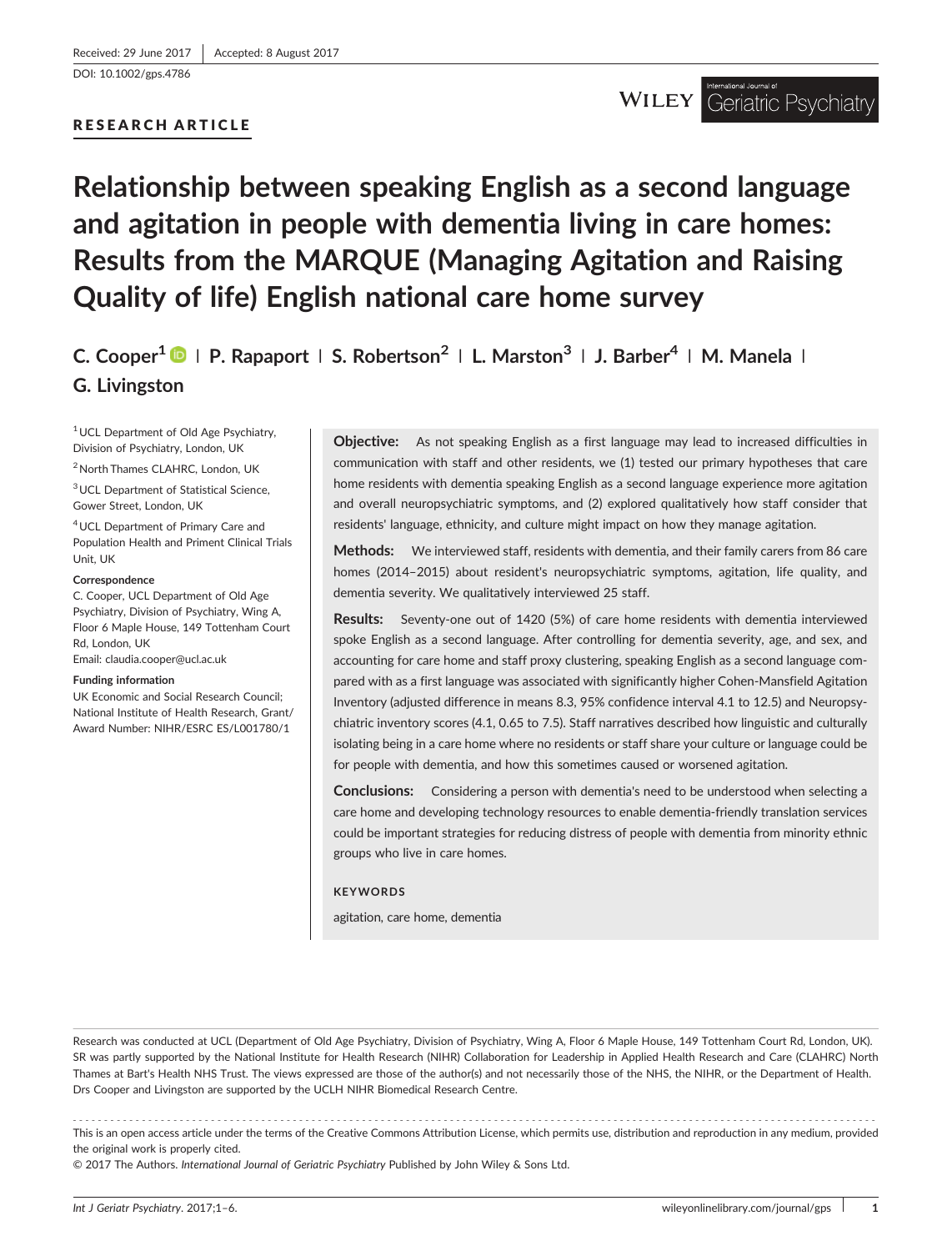Received: 29 June 2017 | Accepted: 8 August 2017

DOI: 10.1002/gps.4786

RESEARCH ARTICLE

# Relationship between speaking English as a second language and agitation in people with dementia living in care homes: Results from the MARQUE (Managing Agitation and Raising Quality of life) English national care home survey

C. Cooper[1] | P. Rapaport | S. Robertson[2] | L. Marston[3] | J. Barber[4] | M. Manela | G. Livingston

[1] UCL Department of Old Age Psychiatry, Division of Psychiatry, London, UK

[2] North Thames CLAHRC, London, UK

[3] UCL Department of Statistical Science, Gower Street, London, UK

[4] UCL Department of Primary Care and Population Health and Priment Clinical Trials Unit, UK

**Correspondence**

C. Cooper, UCL Department of Old Age Psychiatry, Division of Psychiatry, Wing A, Floor 6 Maple House, 149 Tottenham Court Rd, London, UK

Email: claudia.cooper@ucl.ac.uk

**Funding information**

UK Economic and Social Research Council; National Institute of Health Research, Grant/Award Number: NIHR/ESRC ES/L001780/1

**Objective:** As not speaking English as a first language may lead to increased difficulties in communication with staff and other residents, we (1) tested our primary hypotheses that care home residents with dementia speaking English as a second language experience more agitation and overall neuropsychiatric symptoms, and (2) explored qualitatively how staff consider that residents' language, ethnicity, and culture might impact on how they manage agitation.

**Methods:** We interviewed staff, residents with dementia, and their family carers from 86 care homes (2014–2015) about resident's neuropsychiatric symptoms, agitation, life quality, and dementia severity. We qualitatively interviewed 25 staff.

**Results:** Seventy-one out of 1420 (5%) of care home residents with dementia interviewed spoke English as a second language. After controlling for dementia severity, age, and sex, and accounting for care home and staff proxy clustering, speaking English as a second language compared with as a first language was associated with significantly higher Cohen-Mansfield Agitation Inventory (adjusted difference in means 8.3, 95% confidence interval 4.1 to 12.5) and Neuropsychiatric inventory scores (4.1, 0.65 to 7.5). Staff narratives described how linguistic and culturally isolating being in a care home where no residents or staff share your culture or language could be for people with dementia, and how this sometimes caused or worsened agitation.

**Conclusions:** Considering a person with dementia's need to be understood when selecting a care home and developing technology resources to enable dementia-friendly translation services could be important strategies for reducing distress of people with dementia from minority ethnic groups who live in care homes.

**KEYWORDS**

agitation, care home, dementia

Research was conducted at UCL (Department of Old Age Psychiatry, Division of Psychiatry, Wing A, Floor 6 Maple House, 149 Tottenham Court Rd, London, UK). SR was partly supported by the National Institute for Health Research (NIHR) Collaboration for Leadership in Applied Health Research and Care (CLAHRC) North Thames at Bart's Health NHS Trust. The views expressed are those of the author(s) and not necessarily those of the NHS, the NIHR, or the Department of Health. Drs Cooper and Livingston are supported by the UCLH NIHR Biomedical Research Centre.

This is an open access article under the terms of the Creative Commons Attribution License, which permits use, distribution and reproduction in any medium, provided the original work is properly cited.

© 2017 The Authors. *International Journal of Geriatric Psychiatry* Published by John Wiley & Sons Ltd.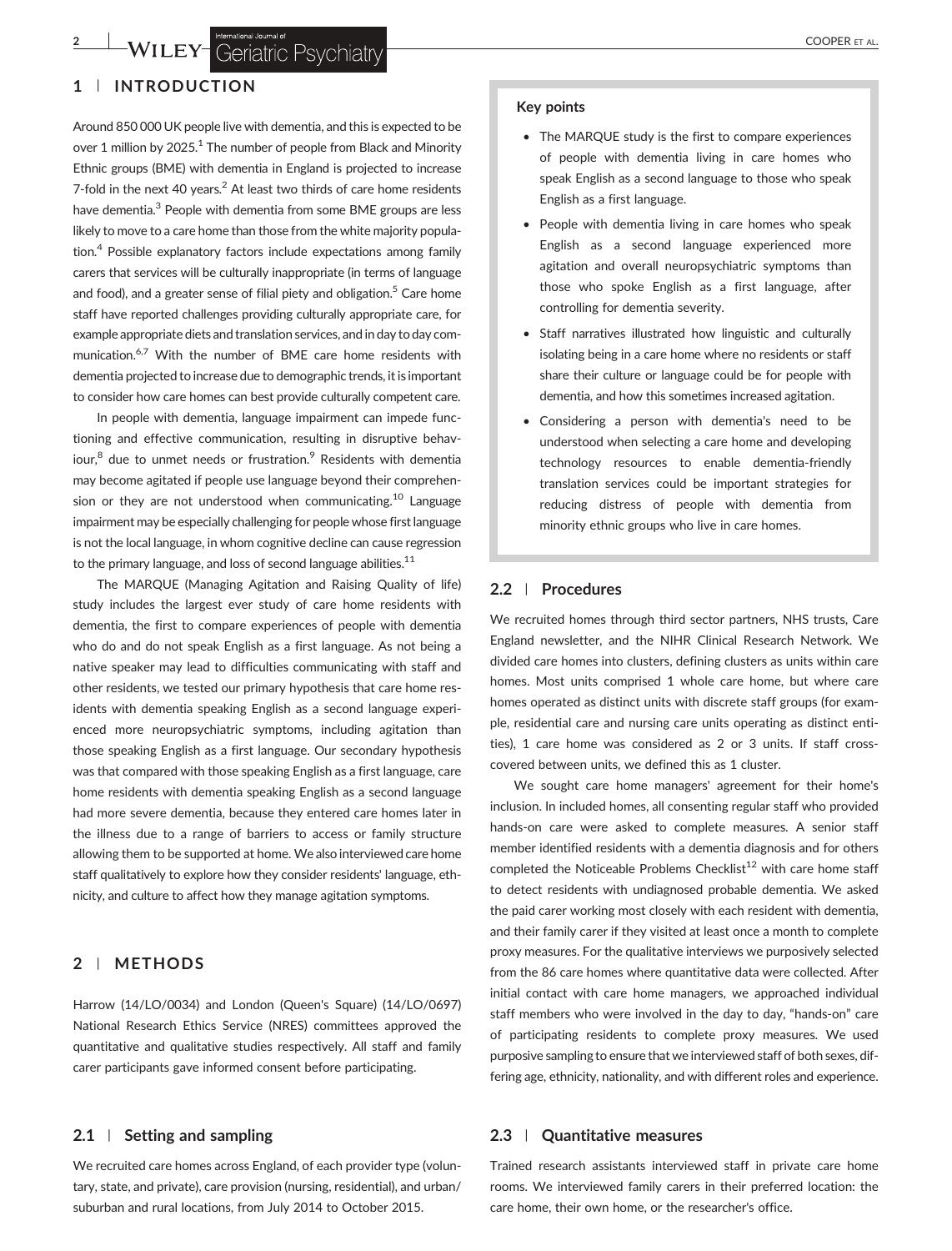## 1 | INTRODUCTION

Around 850 000 UK people live with dementia, and this is expected to be over 1 million by 2025.[1] The number of people from Black and Minority Ethnic groups (BME) with dementia in England is projected to increase 7-fold in the next 40 years.[2] At least two thirds of care home residents have dementia.[3] People with dementia from some BME groups are less likely to move to a care home than those from the white majority population.[4] Possible explanatory factors include expectations among family carers that services will be culturally inappropriate (in terms of language and food), and a greater sense of filial piety and obligation.[5] Care home staff have reported challenges providing culturally appropriate care, for example appropriate diets and translation services, and in day to day communication.[6,7] With the number of BME care home residents with dementia projected to increase due to demographic trends, it is important to consider how care homes can best provide culturally competent care.

In people with dementia, language impairment can impede functioning and effective communication, resulting in disruptive behaviour,[8] due to unmet needs or frustration.[9] Residents with dementia may become agitated if people use language beyond their comprehension or they are not understood when communicating.[10] Language impairment may be especially challenging for people whose first language is not the local language, in whom cognitive decline can cause regression to the primary language, and loss of second language abilities.[11]

The MARQUE (Managing Agitation and Raising Quality of life) study includes the largest ever study of care home residents with dementia, the first to compare experiences of people with dementia who do and do not speak English as a first language. As not being a native speaker may lead to difficulties communicating with staff and other residents, we tested our primary hypothesis that care home residents with dementia speaking English as a second language experienced more neuropsychiatric symptoms, including agitation than those speaking English as a first language. Our secondary hypothesis was that compared with those speaking English as a first language, care home residents with dementia speaking English as a second language had more severe dementia, because they entered care homes later in the illness due to a range of barriers to access or family structure allowing them to be supported at home. We also interviewed care home staff qualitatively to explore how they consider residents' language, ethnicity, and culture to affect how they manage agitation symptoms.

**Key points**

- The MARQUE study is the first to compare experiences of people with dementia living in care homes who speak English as a second language to those who speak English as a first language.
- People with dementia living in care homes who speak English as a second language experienced more agitation and overall neuropsychiatric symptoms than those who spoke English as a first language, after controlling for dementia severity.
- Staff narratives illustrated how linguistic and culturally isolating being in a care home where no residents or staff share their culture or language could be for people with dementia, and how this sometimes increased agitation.
- Considering a person with dementia's need to be understood when selecting a care home and developing technology resources to enable dementia-friendly translation services could be important strategies for reducing distress of people with dementia from minority ethnic groups who live in care homes.

## 2 | METHODS

Harrow (14/LO/0034) and London (Queen's Square) (14/LO/0697) National Research Ethics Service (NRES) committees approved the quantitative and qualitative studies respectively. All staff and family carer participants gave informed consent before participating.

### 2.1 | Setting and sampling

We recruited care homes across England, of each provider type (voluntary, state, and private), care provision (nursing, residential), and urban/suburban and rural locations, from July 2014 to October 2015.

### 2.2 | Procedures

We recruited homes through third sector partners, NHS trusts, Care England newsletter, and the NIHR Clinical Research Network. We divided care homes into clusters, defining clusters as units within care homes. Most units comprised 1 whole care home, but where care homes operated as distinct units with discrete staff groups (for example, residential care and nursing care units operating as distinct entities), 1 care home was considered as 2 or 3 units. If staff cross-covered between units, we defined this as 1 cluster.

We sought care home managers' agreement for their home's inclusion. In included homes, all consenting regular staff who provided hands-on care were asked to complete measures. A senior staff member identified residents with a dementia diagnosis and for others completed the Noticeable Problems Checklist[12] with care home staff to detect residents with undiagnosed probable dementia. We asked the paid carer working most closely with each resident with dementia, and their family carer if they visited at least once a month to complete proxy measures. For the qualitative interviews we purposively selected from the 86 care homes where quantitative data were collected. After initial contact with care home managers, we approached individual staff members who were involved in the day to day, "hands-on" care of participating residents to complete proxy measures. We used purposive sampling to ensure that we interviewed staff of both sexes, differing age, ethnicity, nationality, and with different roles and experience.

### 2.3 | Quantitative measures

Trained research assistants interviewed staff in private care home rooms. We interviewed family carers in their preferred location: the care home, their own home, or the researcher's office.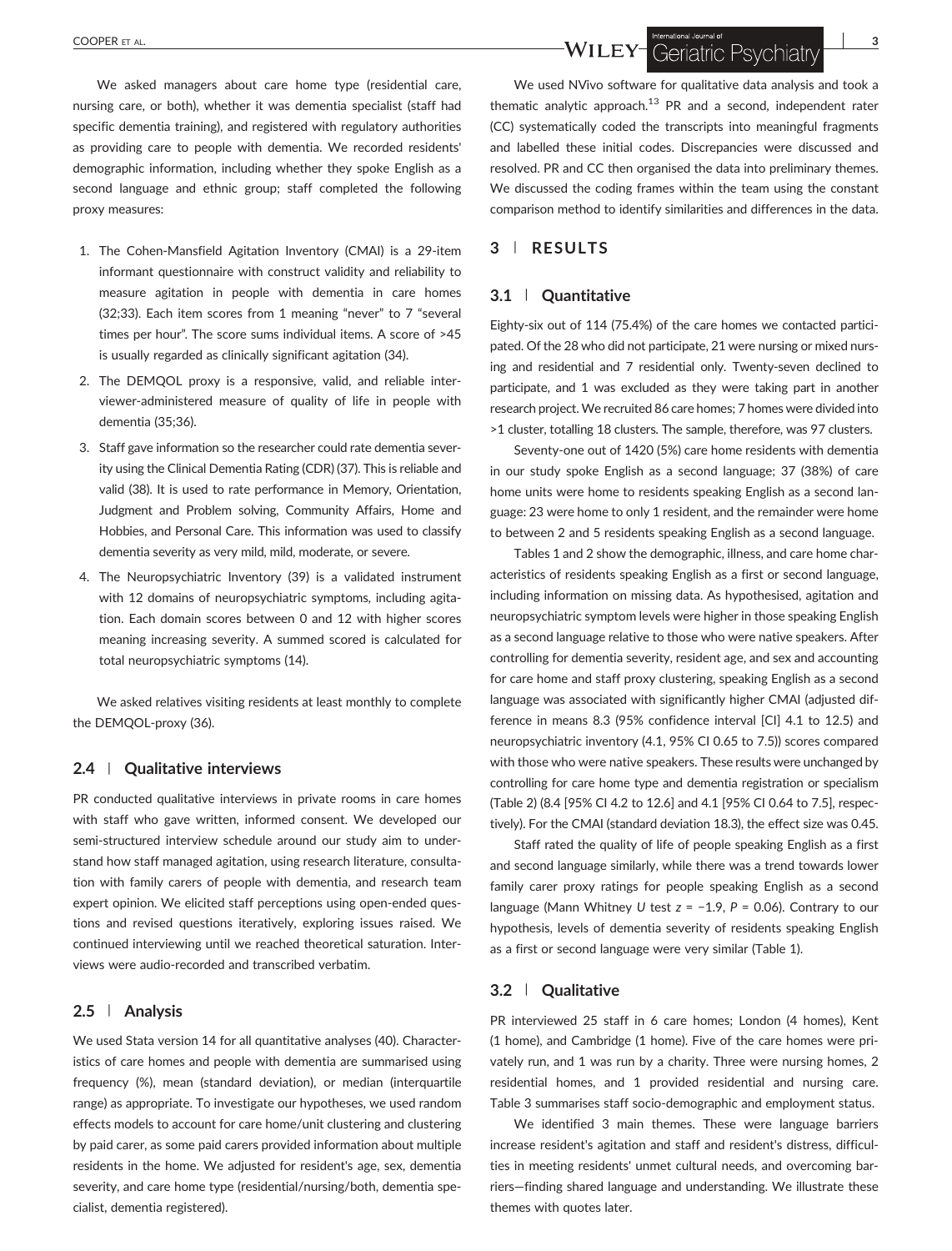We asked managers about care home type (residential care, nursing care, or both), whether it was dementia specialist (staff had specific dementia training), and registered with regulatory authorities as providing care to people with dementia. We recorded residents' demographic information, including whether they spoke English as a second language and ethnic group; staff completed the following proxy measures:

1. The Cohen-Mansfield Agitation Inventory (CMAI) is a 29-item informant questionnaire with construct validity and reliability to measure agitation in people with dementia in care homes (32;33). Each item scores from 1 meaning "never" to 7 "several times per hour". The score sums individual items. A score of >45 is usually regarded as clinically significant agitation (34).
2. The DEMQOL proxy is a responsive, valid, and reliable interviewer-administered measure of quality of life in people with dementia (35;36).
3. Staff gave information so the researcher could rate dementia severity using the Clinical Dementia Rating (CDR) (37). This is reliable and valid (38). It is used to rate performance in Memory, Orientation, Judgment and Problem solving, Community Affairs, Home and Hobbies, and Personal Care. This information was used to classify dementia severity as very mild, mild, moderate, or severe.
4. The Neuropsychiatric Inventory (39) is a validated instrument with 12 domains of neuropsychiatric symptoms, including agitation. Each domain scores between 0 and 12 with higher scores meaning increasing severity. A summed scored is calculated for total neuropsychiatric symptoms (14).

We asked relatives visiting residents at least monthly to complete the DEMQOL-proxy (36).

### 2.4 | Qualitative interviews

PR conducted qualitative interviews in private rooms in care homes with staff who gave written, informed consent. We developed our semi-structured interview schedule around our study aim to understand how staff managed agitation, using research literature, consultation with family carers of people with dementia, and research team expert opinion. We elicited staff perceptions using open-ended questions and revised questions iteratively, exploring issues raised. We continued interviewing until we reached theoretical saturation. Interviews were audio-recorded and transcribed verbatim.

### 2.5 | Analysis

We used Stata version 14 for all quantitative analyses (40). Characteristics of care homes and people with dementia are summarised using frequency (%), mean (standard deviation), or median (interquartile range) as appropriate. To investigate our hypotheses, we used random effects models to account for care home/unit clustering and clustering by paid carer, as some paid carers provided information about multiple residents in the home. We adjusted for resident's age, sex, dementia severity, and care home type (residential/nursing/both, dementia specialist, dementia registered).

We used NVivo software for qualitative data analysis and took a thematic analytic approach.[13] PR and a second, independent rater (CC) systematically coded the transcripts into meaningful fragments and labelled these initial codes. Discrepancies were discussed and resolved. PR and CC then organised the data into preliminary themes. We discussed the coding frames within the team using the constant comparison method to identify similarities and differences in the data.

## 3 | RESULTS

### 3.1 | Quantitative

Eighty-six out of 114 (75.4%) of the care homes we contacted participated. Of the 28 who did not participate, 21 were nursing or mixed nursing and residential and 7 residential only. Twenty-seven declined to participate, and 1 was excluded as they were taking part in another research project. We recruited 86 care homes; 7 homes were divided into >1 cluster, totalling 18 clusters. The sample, therefore, was 97 clusters.

Seventy-one out of 1420 (5%) care home residents with dementia in our study spoke English as a second language; 37 (38%) of care home units were home to residents speaking English as a second language: 23 were home to only 1 resident, and the remainder were home to between 2 and 5 residents speaking English as a second language.

Tables 1 and 2 show the demographic, illness, and care home characteristics of residents speaking English as a first or second language, including information on missing data. As hypothesised, agitation and neuropsychiatric symptom levels were higher in those speaking English as a second language relative to those who were native speakers. After controlling for dementia severity, resident age, and sex and accounting for care home and staff proxy clustering, speaking English as a second language was associated with significantly higher CMAI (adjusted difference in means 8.3 (95% confidence interval [CI] 4.1 to 12.5) and neuropsychiatric inventory (4.1, 95% CI 0.65 to 7.5)) scores compared with those who were native speakers. These results were unchanged by controlling for care home type and dementia registration or specialism (Table 2) (8.4 [95% CI 4.2 to 12.6] and 4.1 [95% CI 0.64 to 7.5], respectively). For the CMAI (standard deviation 18.3), the effect size was 0.45.

Staff rated the quality of life of people speaking English as a first and second language similarly, while there was a trend towards lower family carer proxy ratings for people speaking English as a second language (Mann Whitney $U$ test $z = -1.9$, $P = 0.06$). Contrary to our hypothesis, levels of dementia severity of residents speaking English as a first or second language were very similar (Table 1).

### 3.2 | Qualitative

PR interviewed 25 staff in 6 care homes; London (4 homes), Kent (1 home), and Cambridge (1 home). Five of the care homes were privately run, and 1 was run by a charity. Three were nursing homes, 2 residential homes, and 1 provided residential and nursing care. Table 3 summarises staff socio-demographic and employment status.

We identified 3 main themes. These were language barriers increase resident's agitation and staff and resident's distress, difficulties in meeting residents' unmet cultural needs, and overcoming barriers—finding shared language and understanding. We illustrate these themes with quotes later.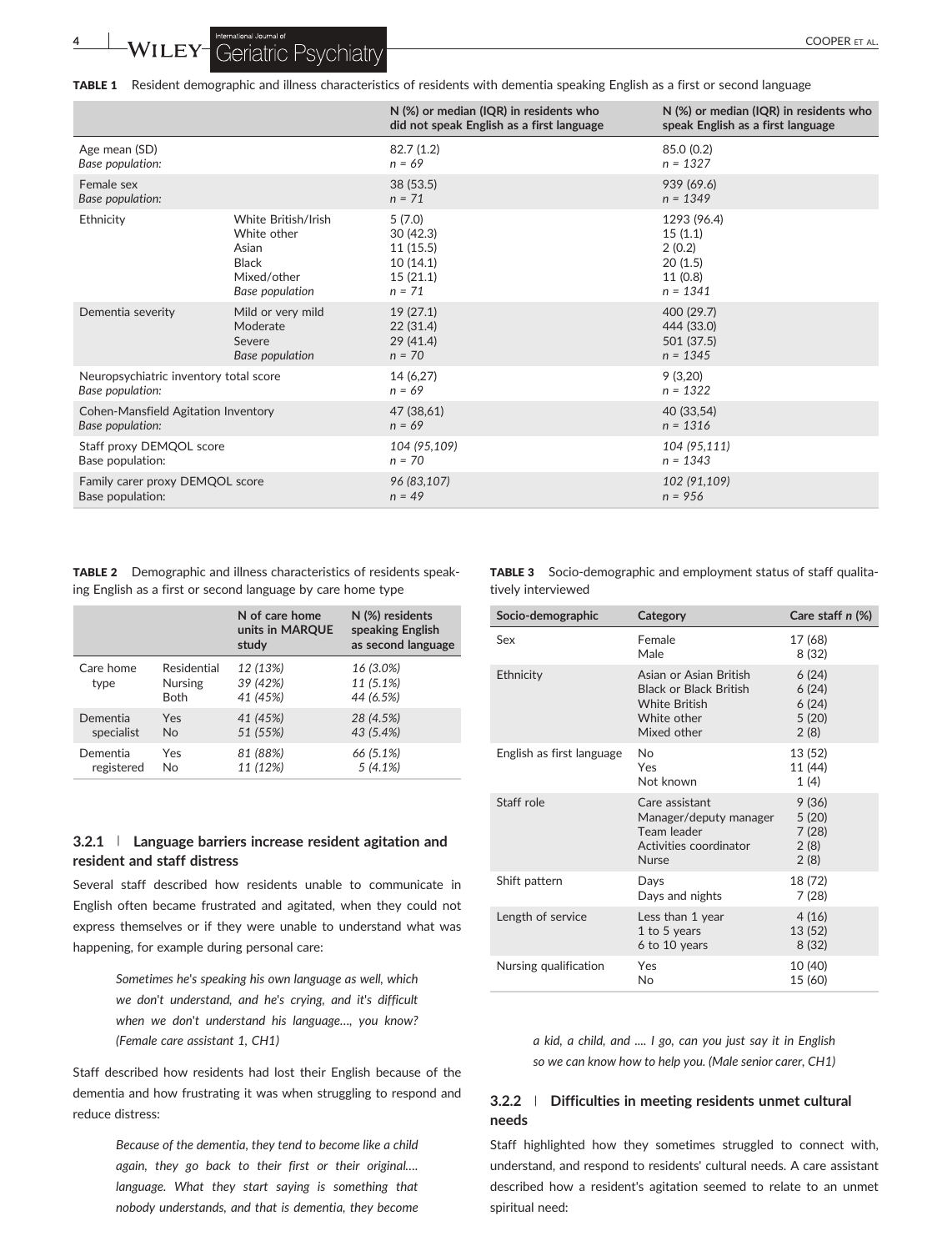**TABLE 1** Resident demographic and illness characteristics of residents with dementia speaking English as a first or second language

| | | N (%) or median (IQR) in residents who did not speak English as a first language | N (%) or median (IQR) in residents who speak English as a first language |
|---|---|---|---|
| Age mean (SD)<br>*Base population:* | | 82.7 (1.2)<br>*n = 69* | 85.0 (0.2)<br>*n = 1327* |
| Female sex<br>*Base population:* | | 38 (53.5)<br>*n = 71* | 939 (69.6)<br>*n = 1349* |
| Ethnicity | White British/Irish<br>White other<br>Asian<br>Black<br>Mixed/other<br>*Base population* | 5 (7.0)<br>30 (42.3)<br>11 (15.5)<br>10 (14.1)<br>15 (21.1)<br>*n = 71* | 1293 (96.4)<br>15 (1.1)<br>2 (0.2)<br>20 (1.5)<br>11 (0.8)<br>*n = 1341* |
| Dementia severity | Mild or very mild<br>Moderate<br>Severe<br>*Base population* | 19 (27.1)<br>22 (31.4)<br>29 (41.4)<br>*n = 70* | 400 (29.7)<br>444 (33.0)<br>501 (37.5)<br>*n = 1345* |
| Neuropsychiatric inventory total score<br>*Base population:* | | 14 (6,27)<br>*n = 69* | 9 (3,20)<br>*n = 1322* |
| Cohen-Mansfield Agitation Inventory<br>*Base population:* | | 47 (38,61)<br>*n = 69* | 40 (33,54)<br>*n = 1316* |
| Staff proxy DEMQOL score<br>Base population: | | *104 (95,109)*<br>*n = 70* | *104 (95,111)*<br>*n = 1343* |
| Family carer proxy DEMQOL score<br>Base population: | | *96 (83,107)*<br>*n = 49* | *102 (91,109)*<br>*n = 956* |

**TABLE 2** Demographic and illness characteristics of residents speaking English as a first or second language by care home type

| | | N of care home units in MARQUE study | N (%) residents speaking English as second language |
|---|---|---|---|
| Care home type | Residential | *12 (13%)* | *16 (3.0%)* |
| | Nursing | *39 (42%)* | *11 (5.1%)* |
| | Both | *41 (45%)* | *44 (6.5%)* |
| Dementia specialist | Yes | *41 (45%)* | *28 (4.5%)* |
| | No | *51 (55%)* | *43 (5.4%)* |
| Dementia registered | Yes | *81 (88%)* | *66 (5.1%)* |
| | No | *11 (12%)* | *5 (4.1%)* |

### 3.2.1 | Language barriers increase resident agitation and resident and staff distress

Several staff described how residents unable to communicate in English often became frustrated and agitated, when they could not express themselves or if they were unable to understand what was happening, for example during personal care:

> *Sometimes he's speaking his own language as well, which we don't understand, and he's crying, and it's difficult when we don't understand his language…, you know? (Female care assistant 1, CH1)*

Staff described how residents had lost their English because of the dementia and how frustrating it was when struggling to respond and reduce distress:

> *Because of the dementia, they tend to become like a child again, they go back to their first or their original…. language. What they start saying is something that nobody understands, and that is dementia, they become a kid, a child, and …. I go, can you just say it in English so we can know how to help you. (Male senior carer, CH1)*

**TABLE 3** Socio-demographic and employment status of staff qualitatively interviewed

| Socio-demographic | Category | Care staff n (%) |
|---|---|---|
| Sex | Female<br>Male | 17 (68)<br>8 (32) |
| Ethnicity | Asian or Asian British<br>Black or Black British<br>White British<br>White other<br>Mixed other | 6 (24)<br>6 (24)<br>6 (24)<br>5 (20)<br>2 (8) |
| English as first language | No<br>Yes<br>Not known | 13 (52)<br>11 (44)<br>1 (4) |
| Staff role | Care assistant<br>Manager/deputy manager<br>Team leader<br>Activities coordinator<br>Nurse | 9 (36)<br>5 (20)<br>7 (28)<br>2 (8)<br>2 (8) |
| Shift pattern | Days<br>Days and nights | 18 (72)<br>7 (28) |
| Length of service | Less than 1 year<br>1 to 5 years<br>6 to 10 years | 4 (16)<br>13 (52)<br>8 (32) |
| Nursing qualification | Yes<br>No | 10 (40)<br>15 (60) |

### 3.2.2 | Difficulties in meeting residents unmet cultural needs

Staff highlighted how they sometimes struggled to connect with, understand, and respond to residents' cultural needs. A care assistant described how a resident's agitation seemed to relate to an unmet spiritual need: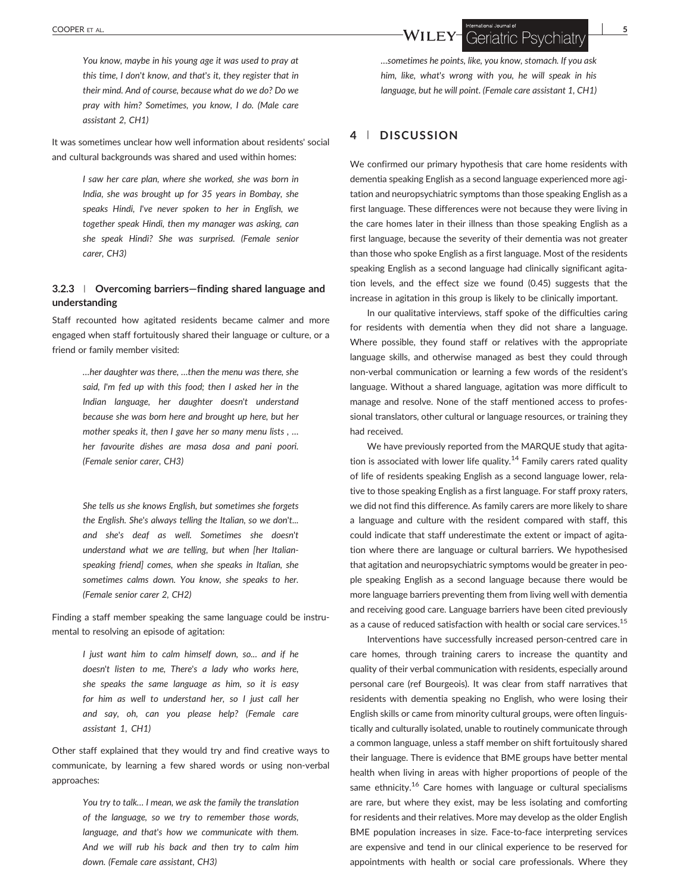> *You know, maybe in his young age it was used to pray at this time, I don't know, and that's it, they register that in their mind. And of course, because what do we do? Do we pray with him? Sometimes, you know, I do. (Male care assistant 2, CH1)*

It was sometimes unclear how well information about residents' social and cultural backgrounds was shared and used within homes:

> *I saw her care plan, where she worked, she was born in India, she was brought up for 35 years in Bombay, she speaks Hindi, I've never spoken to her in English, we together speak Hindi, then my manager was asking, can she speak Hindi? She was surprised. (Female senior carer, CH3)*

### 3.2.3 | Overcoming barriers—finding shared language and understanding

Staff recounted how agitated residents became calmer and more engaged when staff fortuitously shared their language or culture, or a friend or family member visited:

> *…her daughter was there, …then the menu was there, she said, I'm fed up with this food; then I asked her in the Indian language, her daughter doesn't understand because she was born here and brought up here, but her mother speaks it, then I gave her so many menu lists , … her favourite dishes are masa dosa and pani poori. (Female senior carer, CH3)*

> *She tells us she knows English, but sometimes she forgets the English. She's always telling the Italian, so we don't… and she's deaf as well. Sometimes she doesn't understand what we are telling, but when [her Italian-speaking friend] comes, when she speaks in Italian, she sometimes calms down. You know, she speaks to her. (Female senior carer 2, CH2)*

Finding a staff member speaking the same language could be instrumental to resolving an episode of agitation:

> *I just want him to calm himself down, so… and if he doesn't listen to me, There's a lady who works here, she speaks the same language as him, so it is easy for him as well to understand her, so I just call her and say, oh, can you please help? (Female care assistant 1, CH1)*

Other staff explained that they would try and find creative ways to communicate, by learning a few shared words or using non-verbal approaches:

> *You try to talk… I mean, we ask the family the translation of the language, so we try to remember those words, language, and that's how we communicate with them. And we will rub his back and then try to calm him down. (Female care assistant, CH3)*

> *…sometimes he points, like, you know, stomach. If you ask him, like, what's wrong with you, he will speak in his language, but he will point. (Female care assistant 1, CH1)*

## 4 | DISCUSSION

We confirmed our primary hypothesis that care home residents with dementia speaking English as a second language experienced more agitation and neuropsychiatric symptoms than those speaking English as a first language. These differences were not because they were living in the care homes later in their illness than those speaking English as a first language, because the severity of their dementia was not greater than those who spoke English as a first language. Most of the residents speaking English as a second language had clinically significant agitation levels, and the effect size we found (0.45) suggests that the increase in agitation in this group is likely to be clinically important.

In our qualitative interviews, staff spoke of the difficulties caring for residents with dementia when they did not share a language. Where possible, they found staff or relatives with the appropriate language skills, and otherwise managed as best they could through non-verbal communication or learning a few words of the resident's language. Without a shared language, agitation was more difficult to manage and resolve. None of the staff mentioned access to professional translators, other cultural or language resources, or training they had received.

We have previously reported from the MARQUE study that agitation is associated with lower life quality.[14] Family carers rated quality of life of residents speaking English as a second language lower, relative to those speaking English as a first language. For staff proxy raters, we did not find this difference. As family carers are more likely to share a language and culture with the resident compared with staff, this could indicate that staff underestimate the extent or impact of agitation where there are language or cultural barriers. We hypothesised that agitation and neuropsychiatric symptoms would be greater in people speaking English as a second language because there would be more language barriers preventing them from living well with dementia and receiving good care. Language barriers have been cited previously as a cause of reduced satisfaction with health or social care services.[15]

Interventions have successfully increased person-centred care in care homes, through training carers to increase the quantity and quality of their verbal communication with residents, especially around personal care (ref Bourgeois). It was clear from staff narratives that residents with dementia speaking no English, who were losing their English skills or came from minority cultural groups, were often linguistically and culturally isolated, unable to routinely communicate through a common language, unless a staff member on shift fortuitously shared their language. There is evidence that BME groups have better mental health when living in areas with higher proportions of people of the same ethnicity.[16] Care homes with language or cultural specialisms are rare, but where they exist, may be less isolating and comforting for residents and their relatives. More may develop as the older English BME population increases in size. Face-to-face interpreting services are expensive and tend in our clinical experience to be reserved for appointments with health or social care professionals. Where they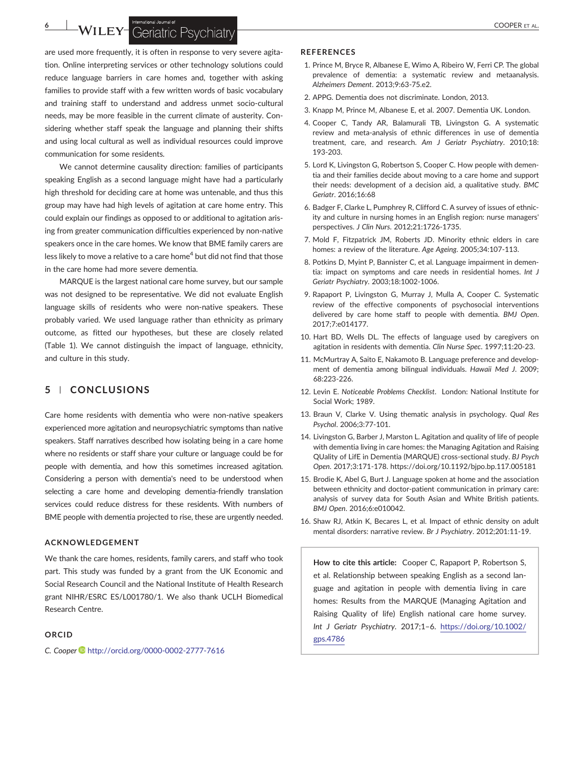are used more frequently, it is often in response to very severe agitation. Online interpreting services or other technology solutions could reduce language barriers in care homes and, together with asking families to provide staff with a few written words of basic vocabulary and training staff to understand and address unmet socio-cultural needs, may be more feasible in the current climate of austerity. Considering whether staff speak the language and planning their shifts and using local cultural as well as individual resources could improve communication for some residents.

We cannot determine causality direction: families of participants speaking English as a second language might have had a particularly high threshold for deciding care at home was untenable, and thus this group may have had high levels of agitation at care home entry. This could explain our findings as opposed to or additional to agitation arising from greater communication difficulties experienced by non-native speakers once in the care homes. We know that BME family carers are less likely to move a relative to a care home[4] but did not find that those in the care home had more severe dementia.

MARQUE is the largest national care home survey, but our sample was not designed to be representative. We did not evaluate English language skills of residents who were non-native speakers. These probably varied. We used language rather than ethnicity as primary outcome, as fitted our hypotheses, but these are closely related (Table 1). We cannot distinguish the impact of language, ethnicity, and culture in this study.

## 5 | CONCLUSIONS

Care home residents with dementia who were non-native speakers experienced more agitation and neuropsychiatric symptoms than native speakers. Staff narratives described how isolating being in a care home where no residents or staff share your culture or language could be for people with dementia, and how this sometimes increased agitation. Considering a person with dementia's need to be understood when selecting a care home and developing dementia-friendly translation services could reduce distress for these residents. With numbers of BME people with dementia projected to rise, these are urgently needed.

### ACKNOWLEDGEMENT

We thank the care homes, residents, family carers, and staff who took part. This study was funded by a grant from the UK Economic and Social Research Council and the National Institute of Health Research grant NIHR/ESRC ES/L001780/1. We also thank UCLH Biomedical Research Centre.

### ORCID

*C. Cooper* http://orcid.org/0000-0002-2777-7616

### REFERENCES

1. Prince M, Bryce R, Albanese E, Wimo A, Ribeiro W, Ferri CP. The global prevalence of dementia: a systematic review and metaanalysis. *Alzheimers Dement*. 2013;9:63-75.e2.
2. APPG. Dementia does not discriminate. London, 2013.
3. Knapp M, Prince M, Albanese E, et al. 2007. Dementia UK. London.
4. Cooper C, Tandy AR, Balamurali TB, Livingston G. A systematic review and meta-analysis of ethnic differences in use of dementia treatment, care, and research. *Am J Geriatr Psychiatry*. 2010;18:193-203.
5. Lord K, Livingston G, Robertson S, Cooper C. How people with dementia and their families decide about moving to a care home and support their needs: development of a decision aid, a qualitative study. *BMC Geriatr*. 2016;16:68
6. Badger F, Clarke L, Pumphrey R, Clifford C. A survey of issues of ethnicity and culture in nursing homes in an English region: nurse managers' perspectives. *J Clin Nurs*. 2012;21:1726-1735.
7. Mold F, Fitzpatrick JM, Roberts JD. Minority ethnic elders in care homes: a review of the literature. *Age Ageing*. 2005;34:107-113.
8. Potkins D, Myint P, Bannister C, et al. Language impairment in dementia: impact on symptoms and care needs in residential homes. *Int J Geriatr Psychiatry*. 2003;18:1002-1006.
9. Rapaport P, Livingston G, Murray J, Mulla A, Cooper C. Systematic review of the effective components of psychosocial interventions delivered by care home staff to people with dementia. *BMJ Open*. 2017;7:e014177.
10. Hart BD, Wells DL. The effects of language used by caregivers on agitation in residents with dementia. *Clin Nurse Spec*. 1997;11:20-23.
11. McMurtray A, Saito E, Nakamoto B. Language preference and development of dementia among bilingual individuals. *Hawaii Med J*. 2009;68:223-226.
12. Levin E. *Noticeable Problems Checklist*. London: National Institute for Social Work; 1989.
13. Braun V, Clarke V. Using thematic analysis in psychology. *Qual Res Psychol*. 2006;3:77-101.
14. Livingston G, Barber J, Marston L. Agitation and quality of life of people with dementia living in care homes: the Managing Agitation and Raising QUality of LifE in Dementia (MARQUE) cross-sectional study. *BJ Psych Open*. 2017;3:171-178. https://doi.org/10.1192/bjpo.bp.117.005181
15. Brodie K, Abel G, Burt J. Language spoken at home and the association between ethnicity and doctor-patient communication in primary care: analysis of survey data for South Asian and White British patients. *BMJ Open*. 2016;6:e010042.
16. Shaw RJ, Atkin K, Becares L, et al. Impact of ethnic density on adult mental disorders: narrative review. *Br J Psychiatry*. 2012;201:11-19.

**How to cite this article:** Cooper C, Rapaport P, Robertson S, et al. Relationship between speaking English as a second language and agitation in people with dementia living in care homes: Results from the MARQUE (Managing Agitation and Raising Quality of life) English national care home survey. *Int J Geriatr Psychiatry*. 2017;1–6. https://doi.org/10.1002/gps.4786